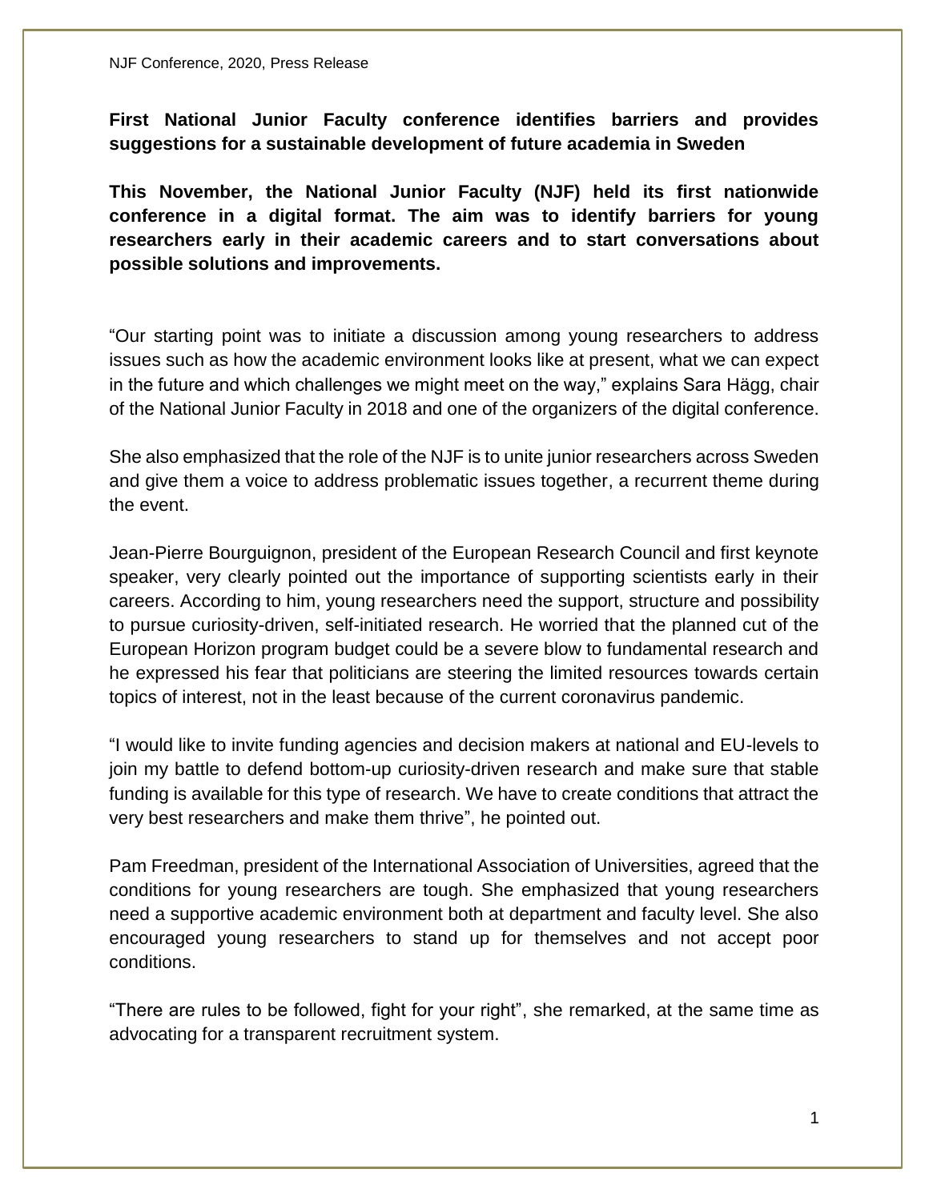**First National Junior Faculty conference identifies barriers and provides suggestions for a sustainable development of future academia in Sweden**

**This November, the National Junior Faculty (NJF) held its first nationwide conference in a digital format. The aim was to identify barriers for young researchers early in their academic careers and to start conversations about possible solutions and improvements.**

"Our starting point was to initiate a discussion among young researchers to address issues such as how the academic environment looks like at present, what we can expect in the future and which challenges we might meet on the way," explains Sara Hägg, chair of the National Junior Faculty in 2018 and one of the organizers of the digital conference.

She also emphasized that the role of the NJF is to unite junior researchers across Sweden and give them a voice to address problematic issues together, a recurrent theme during the event.

Jean-Pierre Bourguignon, president of the European Research Council and first keynote speaker, very clearly pointed out the importance of supporting scientists early in their careers. According to him, young researchers need the support, structure and possibility to pursue curiosity-driven, self-initiated research. He worried that the planned cut of the European Horizon program budget could be a severe blow to fundamental research and he expressed his fear that politicians are steering the limited resources towards certain topics of interest, not in the least because of the current coronavirus pandemic.

"I would like to invite funding agencies and decision makers at national and EU-levels to join my battle to defend bottom-up curiosity-driven research and make sure that stable funding is available for this type of research. We have to create conditions that attract the very best researchers and make them thrive", he pointed out.

Pam Freedman, president of the International Association of Universities, agreed that the conditions for young researchers are tough. She emphasized that young researchers need a supportive academic environment both at department and faculty level. She also encouraged young researchers to stand up for themselves and not accept poor conditions.

"There are rules to be followed, fight for your right", she remarked, at the same time as advocating for a transparent recruitment system.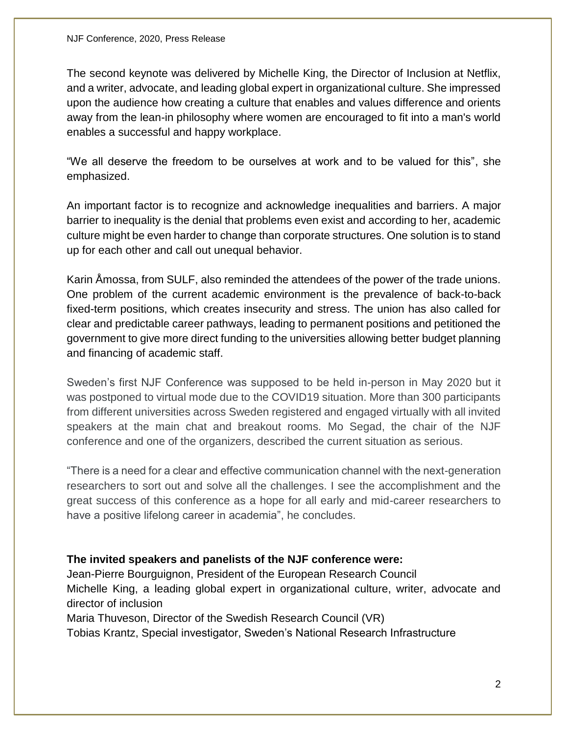The second keynote was delivered by Michelle King, the Director of Inclusion at Netflix, and a writer, advocate, and leading global expert in organizational culture. She impressed upon the audience how creating a culture that enables and values difference and orients away from the lean-in philosophy where women are encouraged to fit into a man's world enables a successful and happy workplace.

"We all deserve the freedom to be ourselves at work and to be valued for this", she emphasized.

An important factor is to recognize and acknowledge inequalities and barriers. A major barrier to inequality is the denial that problems even exist and according to her, academic culture might be even harder to change than corporate structures. One solution is to stand up for each other and call out unequal behavior.

Karin Åmossa, from SULF, also reminded the attendees of the power of the trade unions. One problem of the current academic environment is the prevalence of back-to-back fixed-term positions, which creates insecurity and stress. The union has also called for clear and predictable career pathways, leading to permanent positions and petitioned the government to give more direct funding to the universities allowing better budget planning and financing of academic staff.

Sweden's first NJF Conference was supposed to be held in-person in May 2020 but it was postponed to virtual mode due to the COVID19 situation. More than 300 participants from different universities across Sweden registered and engaged virtually with all invited speakers at the main chat and breakout rooms. Mo Segad, the chair of the NJF conference and one of the organizers, described the current situation as serious.

"There is a need for a clear and effective communication channel with the next-generation researchers to sort out and solve all the challenges. I see the accomplishment and the great success of this conference as a hope for all early and mid-career researchers to have a positive lifelong career in academia", he concludes.

**The invited speakers and panelists of the NJF conference were:**

Jean-Pierre Bourguignon, President of the European Research Council

Michelle King, a leading global expert in organizational culture, writer, advocate and director of inclusion

Maria Thuveson, Director of the Swedish Research Council (VR)

Tobias Krantz, Special investigator, Sweden's National Research Infrastructure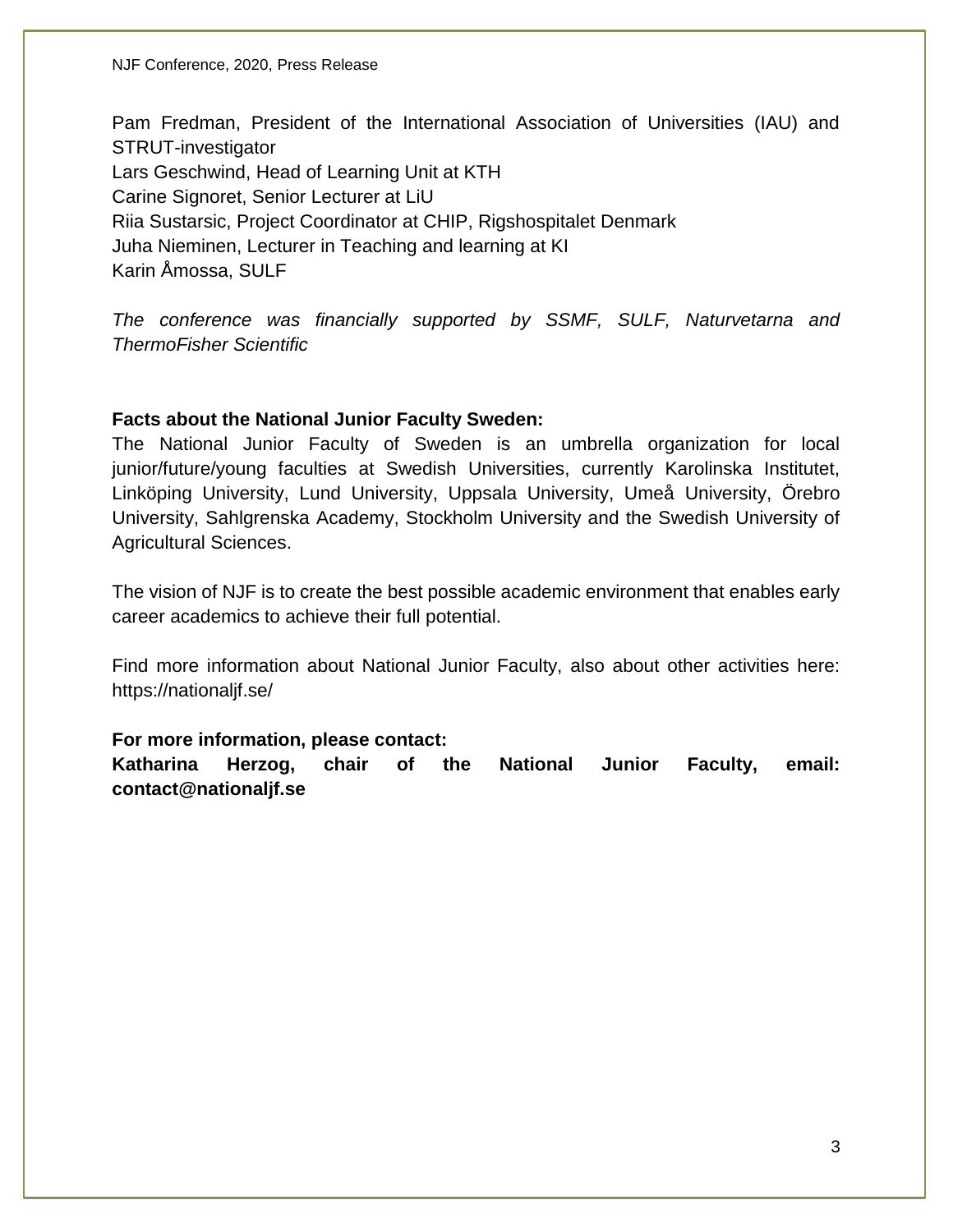Pam Fredman, President of the International Association of Universities (IAU) and STRUT-investigator
Lars Geschwind, Head of Learning Unit at KTH
Carine Signoret, Senior Lecturer at LiU
Riia Sustarsic, Project Coordinator at CHIP, Rigshospitalet Denmark
Juha Nieminen, Lecturer in Teaching and learning at KI
Karin Åmossa, SULF

*The conference was financially supported by SSMF, SULF, Naturvetarna and ThermoFisher Scientific*

**Facts about the National Junior Faculty Sweden:**
The National Junior Faculty of Sweden is an umbrella organization for local junior/future/young faculties at Swedish Universities, currently Karolinska Institutet, Linköping University, Lund University, Uppsala University, Umeå University, Örebro University, Sahlgrenska Academy, Stockholm University and the Swedish University of Agricultural Sciences.

The vision of NJF is to create the best possible academic environment that enables early career academics to achieve their full potential.

Find more information about National Junior Faculty, also about other activities here: https://nationaljf.se/

**For more information, please contact:**
**Katharina Herzog, chair of the National Junior Faculty, email: contact@nationaljf.se**